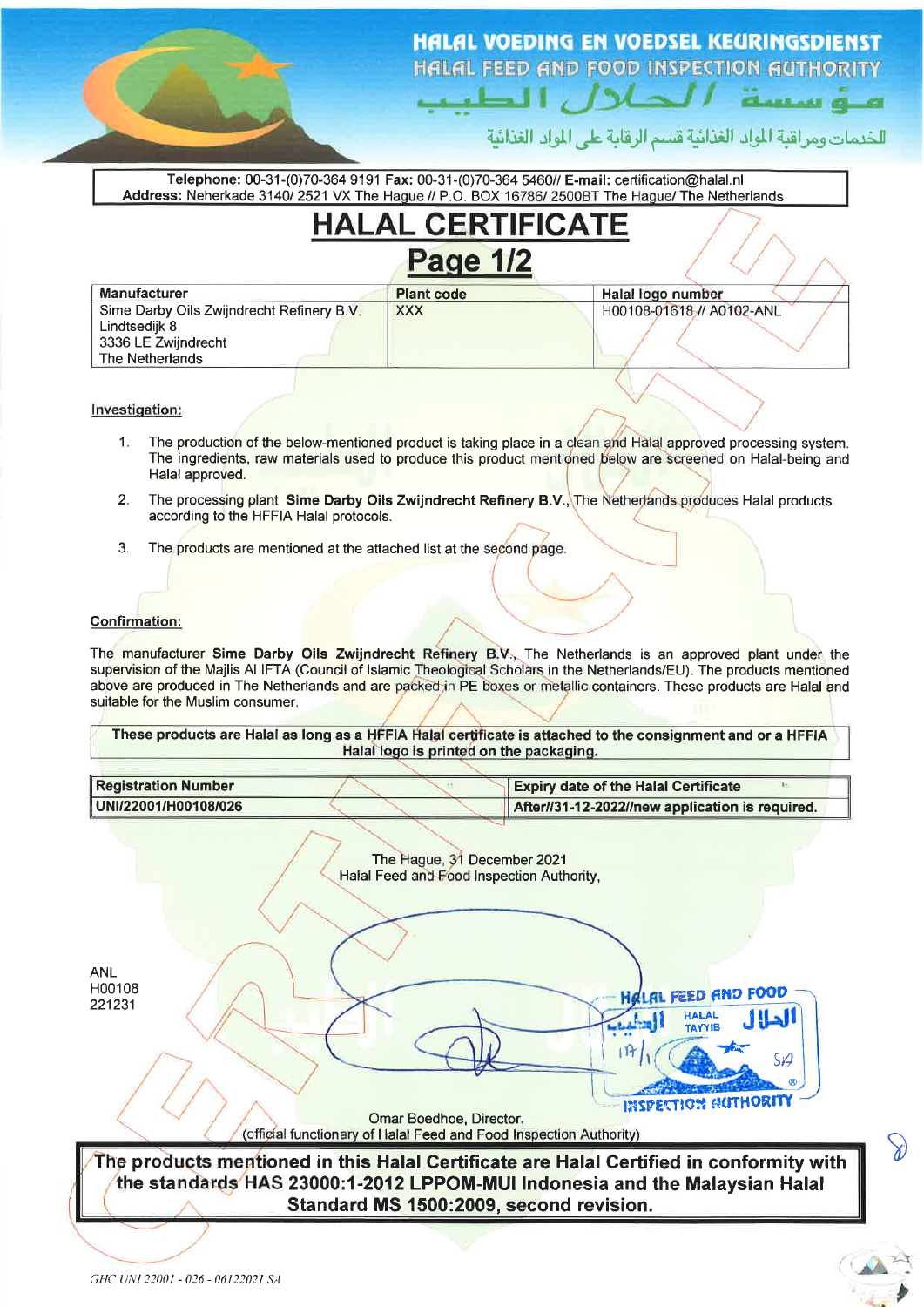# HALAL VOEDING EN VOEDSEL KEURINGSDIENST

## HALAL FEED AND FOOD INSPECTION AUTHORITY

مؤسسة الحلال الطيب

الخدمات ومراقبة المواد الغذائية قسم الرقابة على المواد الغذائية

**Telephone:** 00-31-(0)70-364 9191 **Fax:** 00-31-(0)70-364 5460// **E-mail:** certification@halal.nl
**Address:** Neherkade 3140/ 2521 VX The Hague // P.O. BOX 16786/ 2500BT The Hague/ The Netherlands

# HALAL CERTIFICATE

## Page 1/2

| Manufacturer | Plant code | Halal logo number |
|---|---|---|
| Sime Darby Oils Zwijndrecht Refinery B.V.<br>Lindtsedijk 8<br>3336 LE Zwijndrecht<br>The Netherlands | XXX | H00108-01618 // A0102-ANL |

**Investigation:**

1. The production of the below-mentioned product is taking place in a clean and Halal approved processing system. The ingredients, raw materials used to produce this product mentioned below are screened on Halal-being and Halal approved.
2. The processing plant **Sime Darby Oils Zwijndrecht Refinery B.V.**, The Netherlands produces Halal products according to the HFFIA Halal protocols.
3. The products are mentioned at the attached list at the second page.

**Confirmation:**

The manufacturer **Sime Darby Oils Zwijndrecht Refinery B.V.**, The Netherlands is an approved plant under the supervision of the Majlis Al IFTA (Council of Islamic Theological Scholars in the Netherlands/EU). The products mentioned above are produced in The Netherlands and are packed in PE boxes or metallic containers. These products are Halal and suitable for the Muslim consumer.

**These products are Halal as long as a HFFIA Halal certificate is attached to the consignment and or a HFFIA Halal logo is printed on the packaging.**

| Registration Number | Expiry date of the Halal Certificate |
|---|---|
| UNI/22001/H00108/026 | After//31-12-2022//new application is required. |

The Hague, 31 December 2021
Halal Feed and Food Inspection Authority,

ANL
H00108
221231

Omar Boedhoe, Director.
(official functionary of Halal Feed and Food Inspection Authority)

**The products mentioned in this Halal Certificate are Halal Certified in conformity with the standards HAS 23000:1-2012 LPPOM-MUI Indonesia and the Malaysian Halal Standard MS 1500:2009, second revision.**

*GHC UNI 22001 - 026 - 06122021 SA*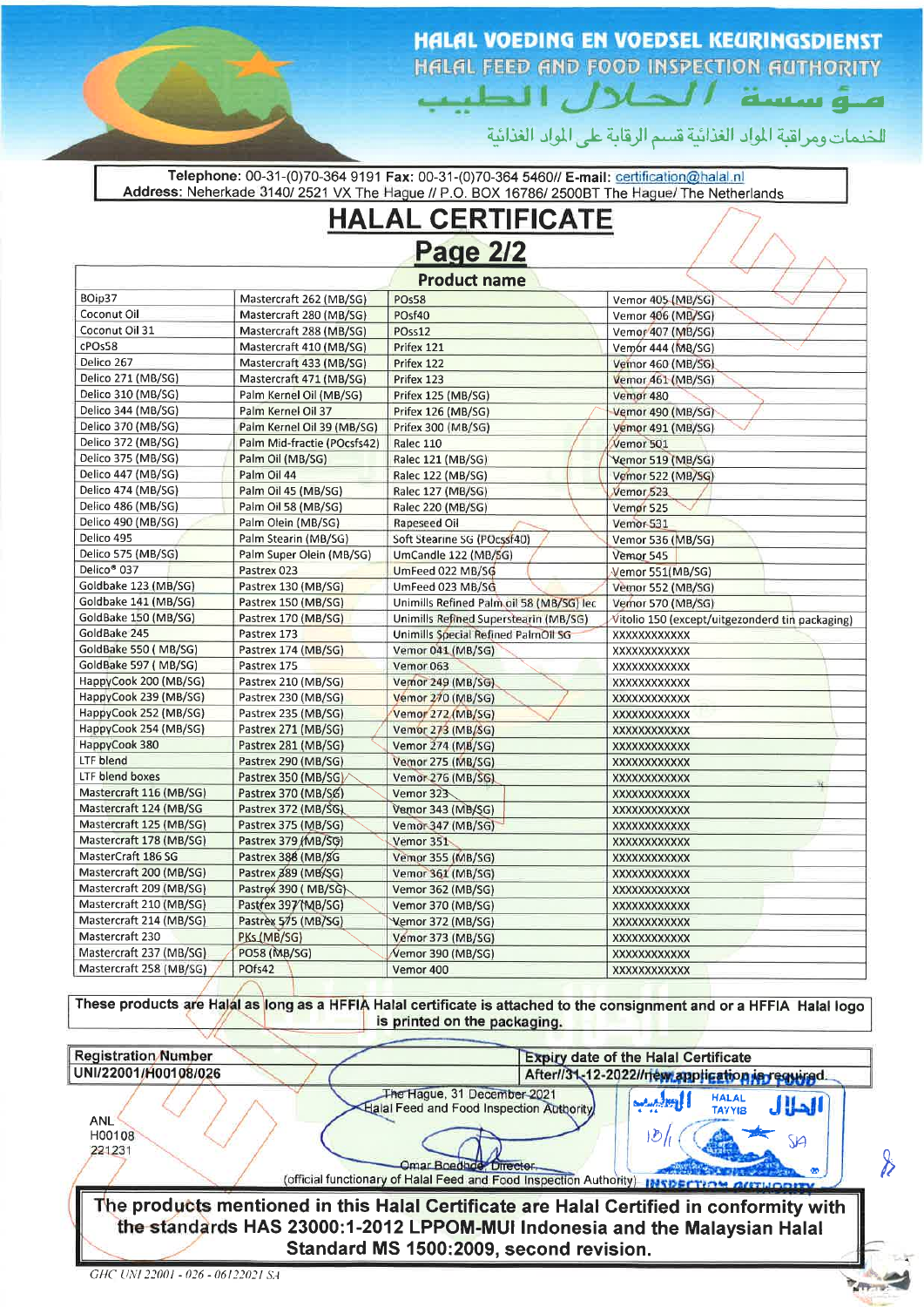# HALAL VOEDING EN VOEDSEL KEURINGSDIENST

HALAL FEED AND FOOD INSPECTION AUTHORITY

مؤسسة الحلال الطيب

الخدمات ومراقبة المواد الغذائية قسم الرقابة على المواد الغذائية

**Telephone:** 00-31-(0)70-364 9191 **Fax:** 00-31-(0)70-364 5460// **E-mail:** certification@halal.nl
**Address:** Neherkade 3140/ 2521 VX The Hague // P.O. BOX 16786/ 2500BT The Hague/ The Netherlands

# HALAL CERTIFICATE

## Page 2/2

| Product name | | | |
|---|---|---|---|
| BOip37 | Mastercraft 262 (MB/SG) | POs58 | Vemor 405 (MB/SG) |
| Coconut Oil | Mastercraft 280 (MB/SG) | POsf40 | Vemor 406 (MB/SG) |
| Coconut Oil 31 | Mastercraft 288 (MB/SG) | POss12 | Vemor 407 (MB/SG) |
| cPOs58 | Mastercraft 410 (MB/SG) | Prifex 121 | Vemor 444 (MB/SG) |
| Delico 267 | Mastercraft 433 (MB/SG) | Prifex 122 | Vemor 460 (MB/SG) |
| Delico 271 (MB/SG) | Mastercraft 471 (MB/SG) | Prifex 123 | Vemor 461 (MB/SG) |
| Delico 310 (MB/SG) | Palm Kernel Oil (MB/SG) | Prifex 125 (MB/SG) | Vemor 480 |
| Delico 344 (MB/SG) | Palm Kernel Oil 37 | Prifex 126 (MB/SG) | Vemor 490 (MB/SG) |
| Delico 370 (MB/SG) | Palm Kernel Oil 39 (MB/SG) | Prifex 300 (MB/SG) | Vemor 491 (MB/SG) |
| Delico 372 (MB/SG) | Palm Mid-fractie (POcsf42) | Ralec 110 | Vemor 501 |
| Delico 375 (MB/SG) | Palm Oil (MB/SG) | Ralec 121 (MB/SG) | Vemor 519 (MB/SG) |
| Delico 447 (MB/SG) | Palm Oil 44 | Ralec 122 (MB/SG) | Vemor 522 (MB/SG) |
| Delico 474 (MB/SG) | Palm Oil 45 (MB/SG) | Ralec 127 (MB/SG) | Vemor 523 |
| Delico 486 (MB/SG) | Palm Oil 58 (MB/SG) | Ralec 220 (MB/SG) | Vemor 525 |
| Delico 490 (MB/SG) | Palm Olein (MB/SG) | Rapeseed Oil | Vemor 531 |
| Delico 495 | Palm Stearin (MB/SG) | Soft Stearine SG (POcssf40) | Vemor 536 (MB/SG) |
| Delico 575 (MB/SG) | Palm Super Olein (MB/SG) | UmCandle 122 (MB/SG) | Vemor 545 |
| Delico® 037 | Pastrex 023 | UmFeed 022 MB/SG | Vemor 551(MB/SG) |
| Goldbake 123 (MB/SG) | Pastrex 130 (MB/SG) | UmFeed 023 MB/SG | Vemor 552 (MB/SG) |
| Goldbake 141 (MB/SG) | Pastrex 150 (MB/SG) | Unimills Refined Palm oil 58 (MB/SG) lec | Vemor 570 (MB/SG) |
| GoldBake 150 (MB/SG) | Pastrex 170 (MB/SG) | Unimills Refined Superstearin (MB/SG) | Vitolio 150 (except/uitgezonderd tin packaging) |
| GoldBake 245 | Pastrex 173 | Unimills Special Refined PalmOil SG | XXXXXXXXXXX |
| GoldBake 550 ( MB/SG) | Pastrex 174 (MB/SG) | Vemor 041 (MB/SG) | XXXXXXXXXXX |
| GoldBake 597 ( MB/SG) | Pastrex 175 | Vemor 063 | XXXXXXXXXXX |
| HappyCook 200 (MB/SG) | Pastrex 210 (MB/SG) | Vemor 249 (MB/SG) | XXXXXXXXXXX |
| HappyCook 239 (MB/SG) | Pastrex 230 (MB/SG) | Vemor 270 (MB/SG) | XXXXXXXXXXX |
| HappyCook 252 (MB/SG) | Pastrex 235 (MB/SG) | Vemor 272 (MB/SG) | XXXXXXXXXXX |
| HappyCook 254 (MB/SG) | Pastrex 271 (MB/SG) | Vemor 273 (MB/SG) | XXXXXXXXXXX |
| HappyCook 380 | Pastrex 281 (MB/SG) | Vemor 274 (MB/SG) | XXXXXXXXXXX |
| LTF blend | Pastrex 290 (MB/SG) | Vemor 275 (MB/SG) | XXXXXXXXXXX |
| LTF blend boxes | Pastrex 350 (MB/SG) | Vemor 276 (MB/SG) | XXXXXXXXXXX |
| Mastercraft 116 (MB/SG) | Pastrex 370 (MB/SG) | Vemor 323 | XXXXXXXXXXX |
| Mastercraft 124 (MB/SG | Pastrex 372 (MB/SG) | Vemor 343 (MB/SG) | XXXXXXXXXXX |
| Mastercraft 125 (MB/SG) | Pastrex 375 (MB/SG) | Vemor 347 (MB/SG) | XXXXXXXXXXX |
| Mastercraft 178 (MB/SG) | Pastrex 379 (MB/SG) | Vemor 351 | XXXXXXXXXXX |
| MasterCraft 186 SG | Pastrex 388 (MB/SG | Vemor 355 (MB/SG) | XXXXXXXXXXX |
| Mastercraft 200 (MB/SG) | Pastrex 389 (MB/SG) | Vemor 361 (MB/SG) | XXXXXXXXXXX |
| Mastercraft 209 (MB/SG) | Pastrex 390 ( MB/SG) | Vemor 362 (MB/SG) | XXXXXXXXXXX |
| Mastercraft 210 (MB/SG) | Pastrex 397 (MB/SG) | Vemor 370 (MB/SG) | XXXXXXXXXXX |
| Mastercraft 214 (MB/SG) | Pastrex 575 (MB/SG) | Vemor 372 (MB/SG) | XXXXXXXXXXX |
| Mastercraft 230 | PKs (MB/SG) | Vemor 373 (MB/SG) | XXXXXXXXXXX |
| Mastercraft 237 (MB/SG) | PO58 (MB/SG) | Vemor 390 (MB/SG) | XXXXXXXXXXX |
| Mastercraft 258 (MB/SG) | POfs42 | Vemor 400 | XXXXXXXXXXX |

**These products are Halal as long as a HFFIA Halal certificate is attached to the consignment and or a HFFIA Halal logo is printed on the packaging.**

| Registration Number | Expiry date of the Halal Certificate |
|---|---|
| UNI/22001/H00108/026 | After//31-12-2022//new application is required. |

ANL
H00108
221231

The Hague, 31 December 2021
Halal Feed and Food Inspection Authority

Omar Boedhoe, Director
(official functionary of Halal Feed and Food Inspection Authority)

**The products mentioned in this Halal Certificate are Halal Certified in conformity with the standards HAS 23000:1-2012 LPPOM-MUI Indonesia and the Malaysian Halal Standard MS 1500:2009, second revision.**

*GHC UNI 22001 - 026 - 06122021 SA*